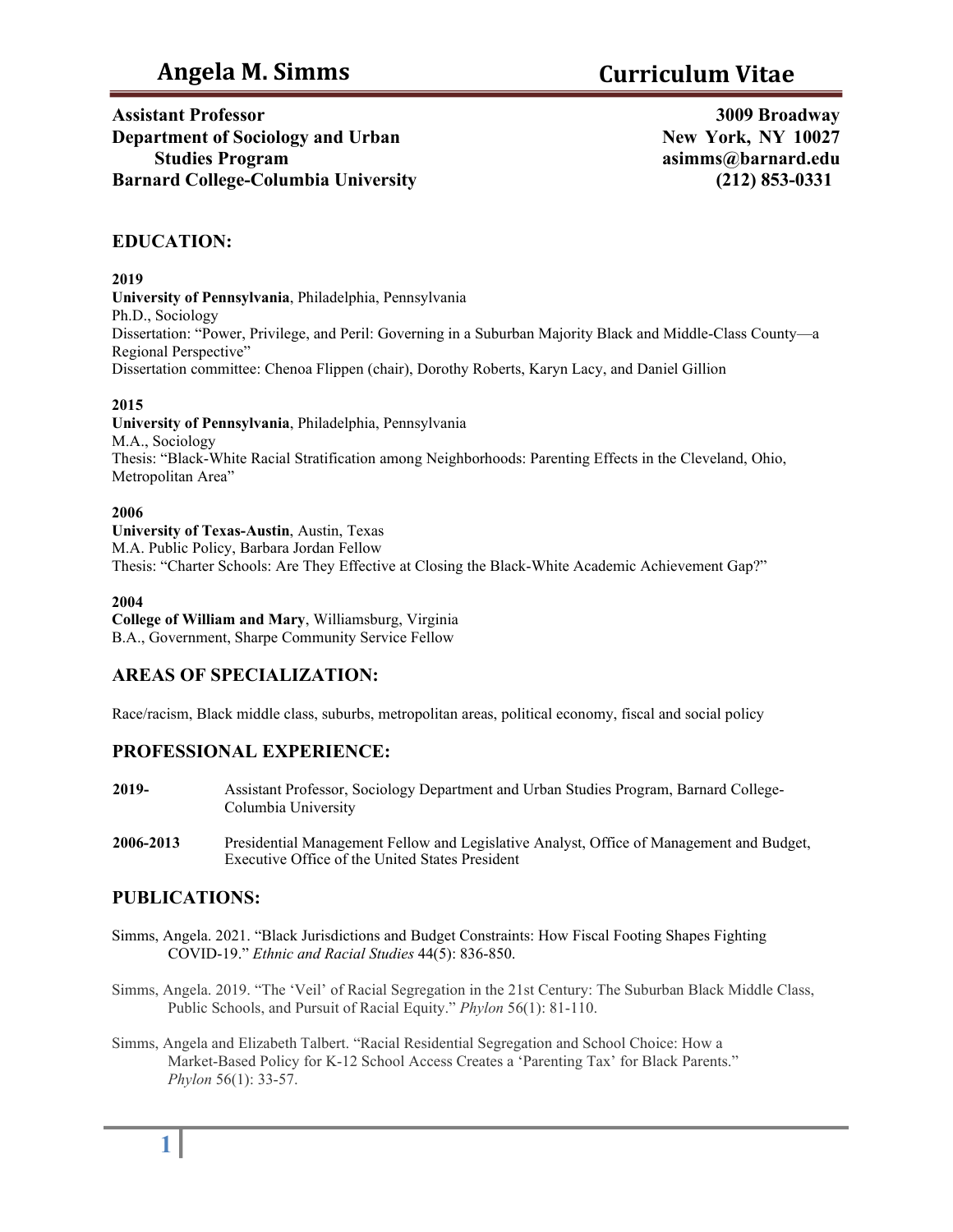# Angela M. Simms — Curriculum Vitae

**Assistant Professor**
**Department of Sociology and Urban Studies Program**
**Barnard College-Columbia University**

**3009 Broadway**
**New York, NY 10027**
**asimms@barnard.edu**
**(212) 853-0331**

## EDUCATION:

**2019**
**University of Pennsylvania**, Philadelphia, Pennsylvania
Ph.D., Sociology
Dissertation: "Power, Privilege, and Peril: Governing in a Suburban Majority Black and Middle-Class County—a Regional Perspective"
Dissertation committee: Chenoa Flippen (chair), Dorothy Roberts, Karyn Lacy, and Daniel Gillion

**2015**
**University of Pennsylvania**, Philadelphia, Pennsylvania
M.A., Sociology
Thesis: "Black-White Racial Stratification among Neighborhoods: Parenting Effects in the Cleveland, Ohio, Metropolitan Area"

**2006**
**University of Texas-Austin**, Austin, Texas
M.A. Public Policy, Barbara Jordan Fellow
Thesis: "Charter Schools: Are They Effective at Closing the Black-White Academic Achievement Gap?"

**2004**
**College of William and Mary**, Williamsburg, Virginia
B.A., Government, Sharpe Community Service Fellow

## AREAS OF SPECIALIZATION:

Race/racism, Black middle class, suburbs, metropolitan areas, political economy, fiscal and social policy

## PROFESSIONAL EXPERIENCE:

**2019-** Assistant Professor, Sociology Department and Urban Studies Program, Barnard College-Columbia University

**2006-2013** Presidential Management Fellow and Legislative Analyst, Office of Management and Budget, Executive Office of the United States President

## PUBLICATIONS:

Simms, Angela. 2021. "Black Jurisdictions and Budget Constraints: How Fiscal Footing Shapes Fighting COVID-19." *Ethnic and Racial Studies* 44(5): 836-850.

Simms, Angela. 2019. "The 'Veil' of Racial Segregation in the 21st Century: The Suburban Black Middle Class, Public Schools, and Pursuit of Racial Equity." *Phylon* 56(1): 81-110.

Simms, Angela and Elizabeth Talbert. "Racial Residential Segregation and School Choice: How a Market-Based Policy for K-12 School Access Creates a 'Parenting Tax' for Black Parents." *Phylon* 56(1): 33-57.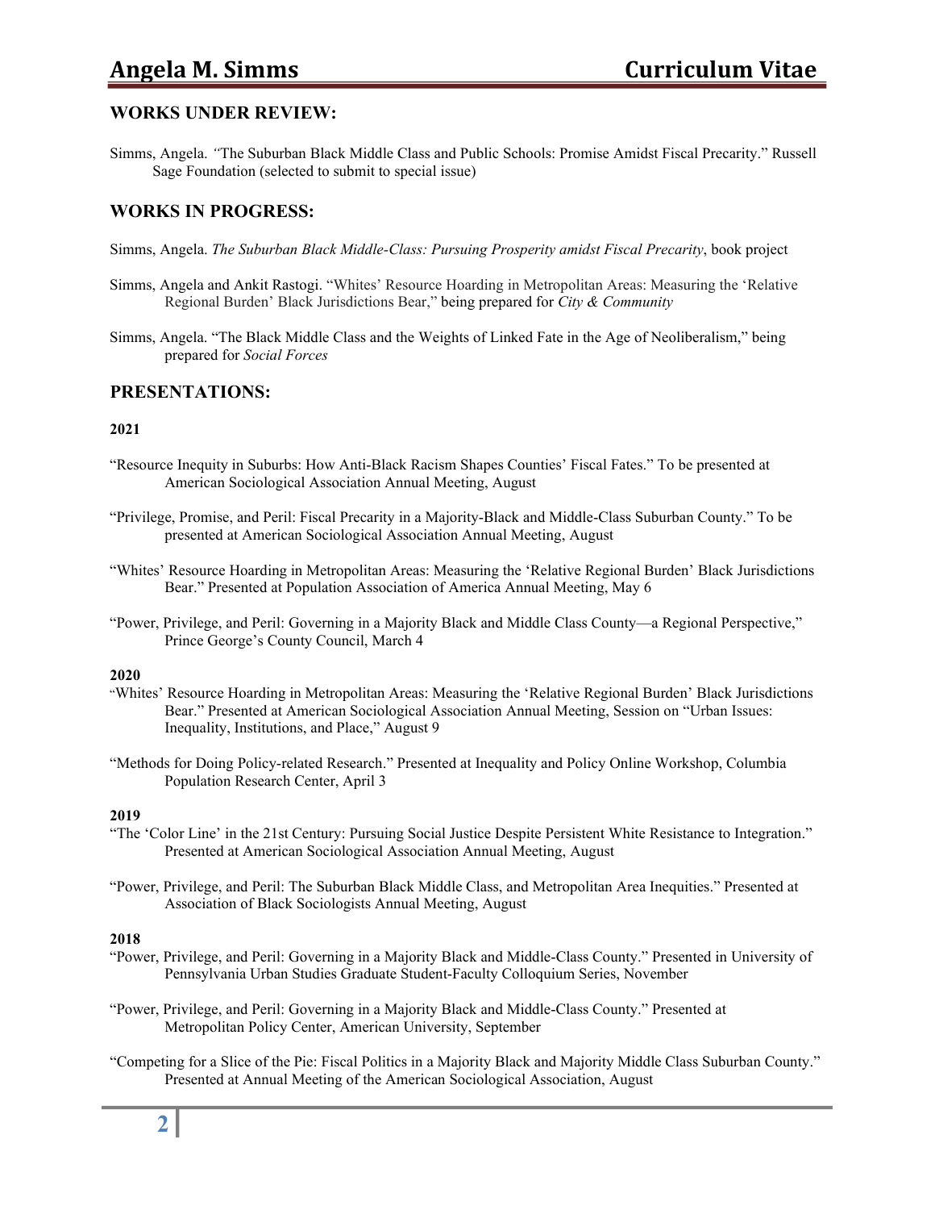## WORKS UNDER REVIEW:

Simms, Angela. *"*The Suburban Black Middle Class and Public Schools: Promise Amidst Fiscal Precarity." Russell Sage Foundation (selected to submit to special issue)

## WORKS IN PROGRESS:

Simms, Angela. *The Suburban Black Middle-Class: Pursuing Prosperity amidst Fiscal Precarity*, book project

Simms, Angela and Ankit Rastogi. "Whites' Resource Hoarding in Metropolitan Areas: Measuring the 'Relative Regional Burden' Black Jurisdictions Bear," being prepared for *City & Community*

Simms, Angela. "The Black Middle Class and the Weights of Linked Fate in the Age of Neoliberalism," being prepared for *Social Forces*

## PRESENTATIONS:

**2021**

"Resource Inequity in Suburbs: How Anti-Black Racism Shapes Counties' Fiscal Fates." To be presented at American Sociological Association Annual Meeting, August

"Privilege, Promise, and Peril: Fiscal Precarity in a Majority-Black and Middle-Class Suburban County." To be presented at American Sociological Association Annual Meeting, August

"Whites' Resource Hoarding in Metropolitan Areas: Measuring the 'Relative Regional Burden' Black Jurisdictions Bear." Presented at Population Association of America Annual Meeting, May 6

"Power, Privilege, and Peril: Governing in a Majority Black and Middle Class County—a Regional Perspective," Prince George's County Council, March 4

**2020**

"Whites' Resource Hoarding in Metropolitan Areas: Measuring the 'Relative Regional Burden' Black Jurisdictions Bear." Presented at American Sociological Association Annual Meeting, Session on "Urban Issues: Inequality, Institutions, and Place," August 9

"Methods for Doing Policy-related Research." Presented at Inequality and Policy Online Workshop, Columbia Population Research Center, April 3

**2019**

"The 'Color Line' in the 21st Century: Pursuing Social Justice Despite Persistent White Resistance to Integration." Presented at American Sociological Association Annual Meeting, August

"Power, Privilege, and Peril: The Suburban Black Middle Class, and Metropolitan Area Inequities." Presented at Association of Black Sociologists Annual Meeting, August

**2018**

"Power, Privilege, and Peril: Governing in a Majority Black and Middle-Class County." Presented in University of Pennsylvania Urban Studies Graduate Student-Faculty Colloquium Series, November

"Power, Privilege, and Peril: Governing in a Majority Black and Middle-Class County." Presented at Metropolitan Policy Center, American University, September

"Competing for a Slice of the Pie: Fiscal Politics in a Majority Black and Majority Middle Class Suburban County." Presented at Annual Meeting of the American Sociological Association, August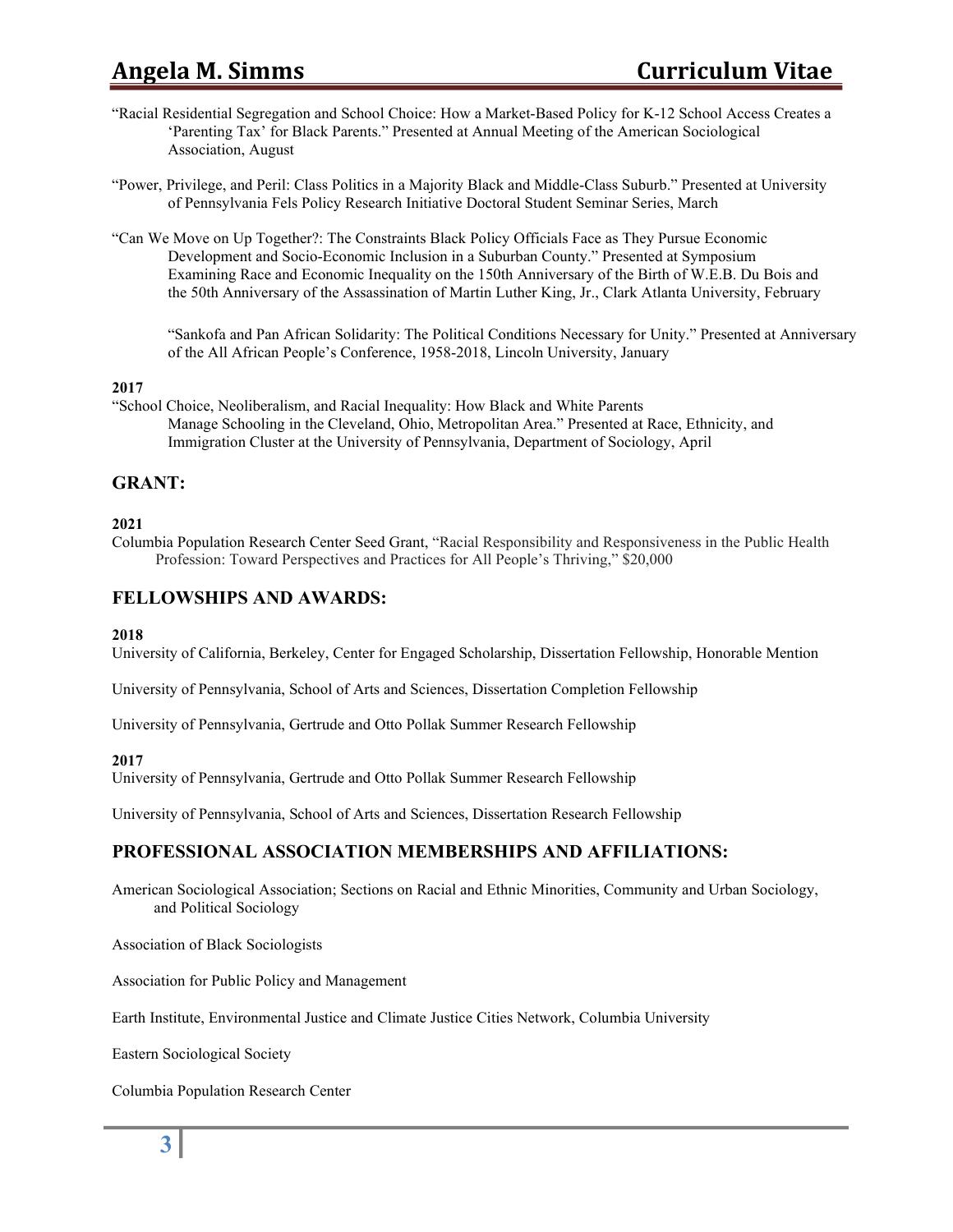"Racial Residential Segregation and School Choice: How a Market-Based Policy for K-12 School Access Creates a 'Parenting Tax' for Black Parents." Presented at Annual Meeting of the American Sociological Association, August

"Power, Privilege, and Peril: Class Politics in a Majority Black and Middle-Class Suburb." Presented at University of Pennsylvania Fels Policy Research Initiative Doctoral Student Seminar Series, March

"Can We Move on Up Together?: The Constraints Black Policy Officials Face as They Pursue Economic Development and Socio-Economic Inclusion in a Suburban County." Presented at Symposium Examining Race and Economic Inequality on the 150th Anniversary of the Birth of W.E.B. Du Bois and the 50th Anniversary of the Assassination of Martin Luther King, Jr., Clark Atlanta University, February

"Sankofa and Pan African Solidarity: The Political Conditions Necessary for Unity." Presented at Anniversary of the All African People's Conference, 1958-2018, Lincoln University, January

**2017**

"School Choice, Neoliberalism, and Racial Inequality: How Black and White Parents Manage Schooling in the Cleveland, Ohio, Metropolitan Area." Presented at Race, Ethnicity, and Immigration Cluster at the University of Pennsylvania, Department of Sociology, April

## GRANT:

**2021**

Columbia Population Research Center Seed Grant, "Racial Responsibility and Responsiveness in the Public Health Profession: Toward Perspectives and Practices for All People's Thriving," $20,000

## FELLOWSHIPS AND AWARDS:

**2018**

University of California, Berkeley, Center for Engaged Scholarship, Dissertation Fellowship, Honorable Mention

University of Pennsylvania, School of Arts and Sciences, Dissertation Completion Fellowship

University of Pennsylvania, Gertrude and Otto Pollak Summer Research Fellowship

**2017**

University of Pennsylvania, Gertrude and Otto Pollak Summer Research Fellowship

University of Pennsylvania, School of Arts and Sciences, Dissertation Research Fellowship

## PROFESSIONAL ASSOCIATION MEMBERSHIPS AND AFFILIATIONS:

American Sociological Association; Sections on Racial and Ethnic Minorities, Community and Urban Sociology, and Political Sociology

Association of Black Sociologists

Association for Public Policy and Management

Earth Institute, Environmental Justice and Climate Justice Cities Network, Columbia University

Eastern Sociological Society

Columbia Population Research Center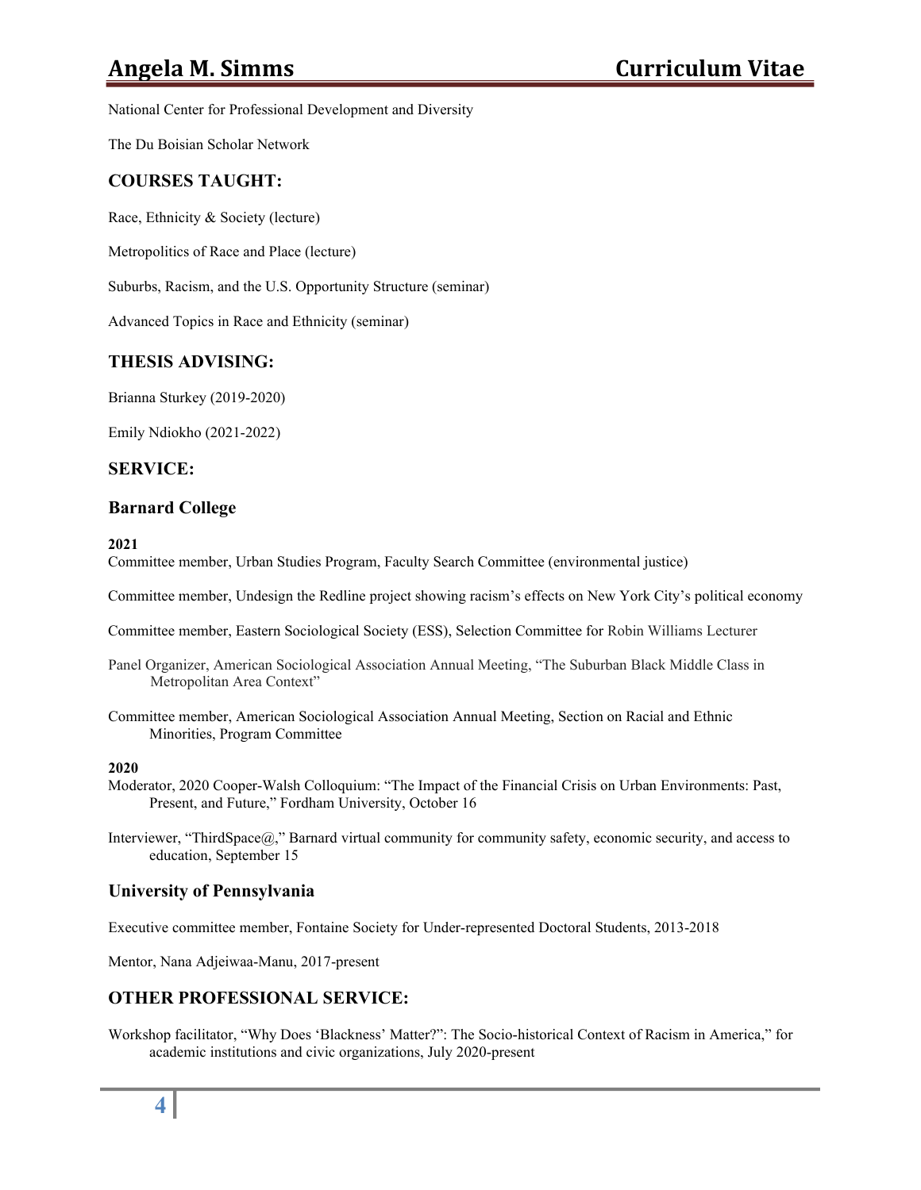National Center for Professional Development and Diversity

The Du Boisian Scholar Network

## COURSES TAUGHT:

Race, Ethnicity & Society (lecture)

Metropolitics of Race and Place (lecture)

Suburbs, Racism, and the U.S. Opportunity Structure (seminar)

Advanced Topics in Race and Ethnicity (seminar)

## THESIS ADVISING:

Brianna Sturkey (2019-2020)

Emily Ndiokho (2021-2022)

## SERVICE:

### Barnard College

**2021**

Committee member, Urban Studies Program, Faculty Search Committee (environmental justice)

Committee member, Undesign the Redline project showing racism's effects on New York City's political economy

Committee member, Eastern Sociological Society (ESS), Selection Committee for Robin Williams Lecturer

Panel Organizer, American Sociological Association Annual Meeting, "The Suburban Black Middle Class in Metropolitan Area Context"

Committee member, American Sociological Association Annual Meeting, Section on Racial and Ethnic Minorities, Program Committee

**2020**

Moderator, 2020 Cooper-Walsh Colloquium: "The Impact of the Financial Crisis on Urban Environments: Past, Present, and Future," Fordham University, October 16

Interviewer, "ThirdSpace@," Barnard virtual community for community safety, economic security, and access to education, September 15

### University of Pennsylvania

Executive committee member, Fontaine Society for Under-represented Doctoral Students, 2013-2018

Mentor, Nana Adjeiwaa-Manu, 2017-present

## OTHER PROFESSIONAL SERVICE:

Workshop facilitator, "Why Does 'Blackness' Matter?": The Socio-historical Context of Racism in America," for academic institutions and civic organizations, July 2020-present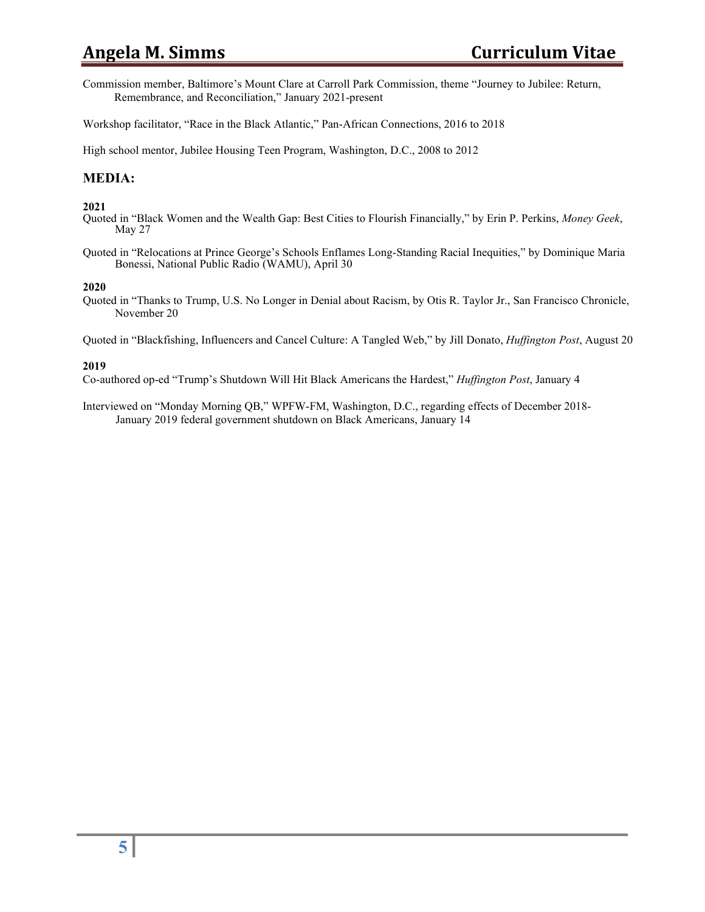Commission member, Baltimore's Mount Clare at Carroll Park Commission, theme "Journey to Jubilee: Return, Remembrance, and Reconciliation," January 2021-present

Workshop facilitator, "Race in the Black Atlantic," Pan-African Connections, 2016 to 2018

High school mentor, Jubilee Housing Teen Program, Washington, D.C., 2008 to 2012

## MEDIA:

**2021**

Quoted in "Black Women and the Wealth Gap: Best Cities to Flourish Financially," by Erin P. Perkins, *Money Geek*, May 27

Quoted in "Relocations at Prince George's Schools Enflames Long-Standing Racial Inequities," by Dominique Maria Bonessi, National Public Radio (WAMU), April 30

**2020**

Quoted in "Thanks to Trump, U.S. No Longer in Denial about Racism, by Otis R. Taylor Jr., San Francisco Chronicle, November 20

Quoted in "Blackfishing, Influencers and Cancel Culture: A Tangled Web," by Jill Donato, *Huffington Post*, August 20

**2019**

Co-authored op-ed "Trump's Shutdown Will Hit Black Americans the Hardest," *Huffington Post*, January 4

Interviewed on "Monday Morning QB," WPFW-FM, Washington, D.C., regarding effects of December 2018-January 2019 federal government shutdown on Black Americans, January 14